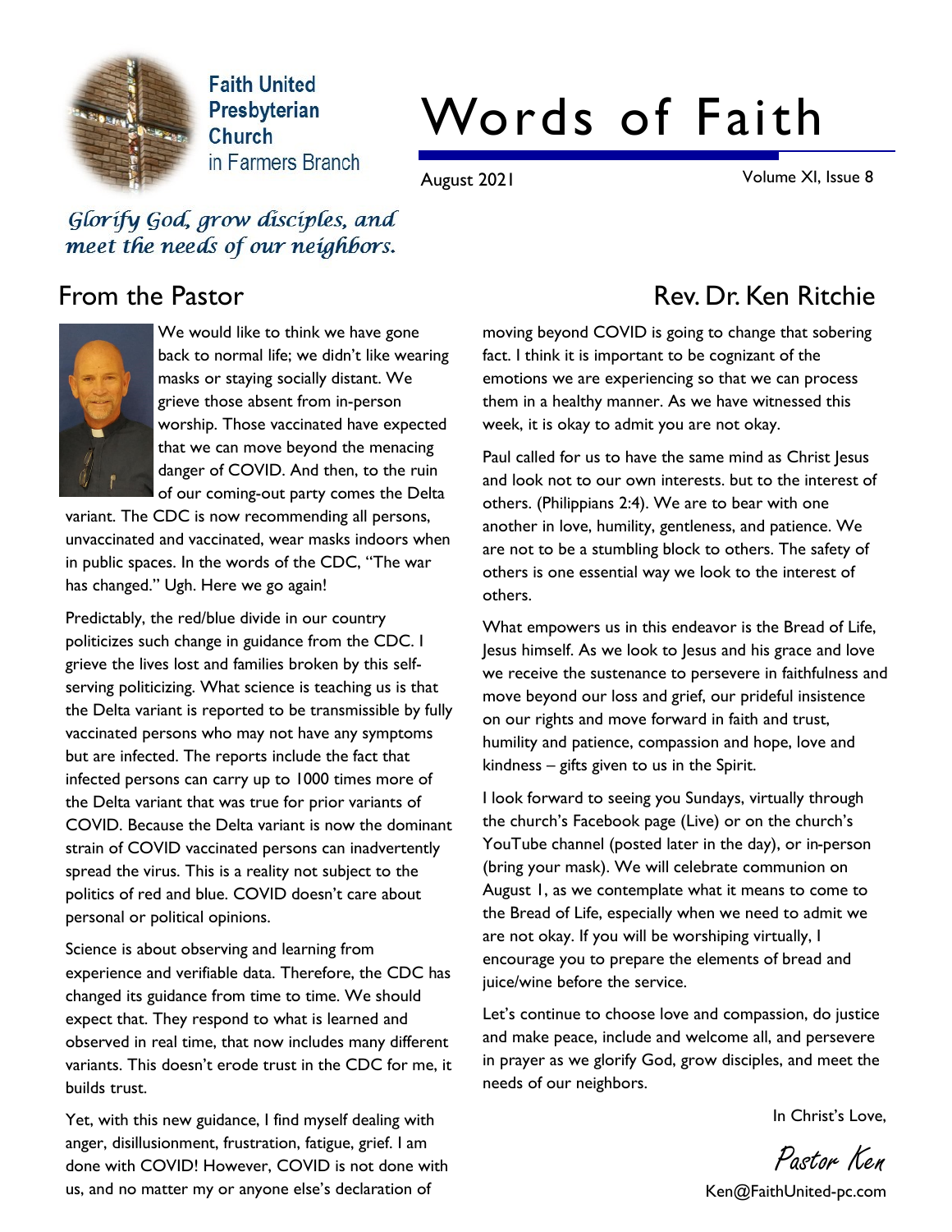Faith United Presbyterian Church in Farmers Branch

# Words of Faith

August 2021 Volume XI, Issue 8

*Glorify God, grow disciples, and meet the needs of our neighbors.*

## From the Pastor

**Rev. Dr. Ken Ritchie**

We would like to think we have gone back to normal life; we didn't like wearing masks or staying socially distant. We grieve those absent from in-person worship. Those vaccinated have expected that we can move beyond the menacing danger of COVID. And then, to the ruin of our coming-out party comes the Delta variant. The CDC is now recommending all persons, unvaccinated and vaccinated, wear masks indoors when in public spaces. In the words of the CDC, "The war has changed." Ugh. Here we go again!

Predictably, the red/blue divide in our country politicizes such change in guidance from the CDC. I grieve the lives lost and families broken by this self-serving politicizing. What science is teaching us is that the Delta variant is reported to be transmissible by fully vaccinated persons who may not have any symptoms but are infected. The reports include the fact that infected persons can carry up to 1000 times more of the Delta variant that was true for prior variants of COVID. Because the Delta variant is now the dominant strain of COVID vaccinated persons can inadvertently spread the virus. This is a reality not subject to the politics of red and blue. COVID doesn't care about personal or political opinions.

Science is about observing and learning from experience and verifiable data. Therefore, the CDC has changed its guidance from time to time. We should expect that. They respond to what is learned and observed in real time, that now includes many different variants. This doesn't erode trust in the CDC for me, it builds trust.

Yet, with this new guidance, I find myself dealing with anger, disillusionment, frustration, fatigue, grief. I am done with COVID! However, COVID is not done with us, and no matter my or anyone else's declaration of moving beyond COVID is going to change that sobering fact. I think it is important to be cognizant of the emotions we are experiencing so that we can process them in a healthy manner. As we have witnessed this week, it is okay to admit you are not okay.

Paul called for us to have the same mind as Christ Jesus and look not to our own interests. but to the interest of others. (Philippians 2:4). We are to bear with one another in love, humility, gentleness, and patience. We are not to be a stumbling block to others. The safety of others is one essential way we look to the interest of others.

What empowers us in this endeavor is the Bread of Life, Jesus himself. As we look to Jesus and his grace and love we receive the sustenance to persevere in faithfulness and move beyond our loss and grief, our prideful insistence on our rights and move forward in faith and trust, humility and patience, compassion and hope, love and kindness – gifts given to us in the Spirit.

I look forward to seeing you Sundays, virtually through the church's Facebook page (Live) or on the church's YouTube channel (posted later in the day), or in-person (bring your mask). We will celebrate communion on August 1, as we contemplate what it means to come to the Bread of Life, especially when we need to admit we are not okay. If you will be worshiping virtually, I encourage you to prepare the elements of bread and juice/wine before the service.

Let's continue to choose love and compassion, do justice and make peace, include and welcome all, and persevere in prayer as we glorify God, grow disciples, and meet the needs of our neighbors.

In Christ's Love,

*Pastor Ken*

Ken@FaithUnited-pc.com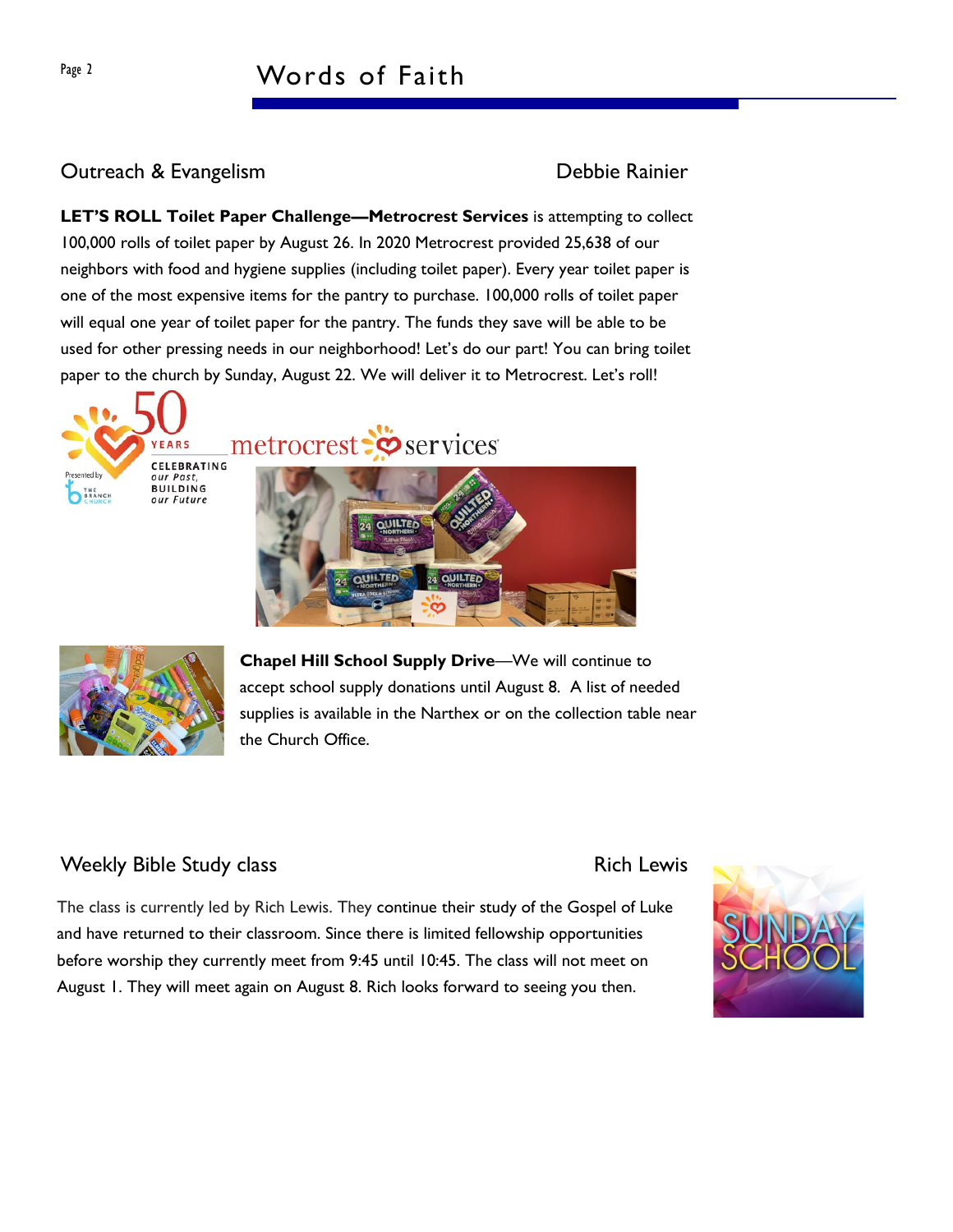## Outreach & Evangelism — Debbie Rainier

**LET'S ROLL Toilet Paper Challenge—Metrocrest Services** is attempting to collect 100,000 rolls of toilet paper by August 26. In 2020 Metrocrest provided 25,638 of our neighbors with food and hygiene supplies (including toilet paper). Every year toilet paper is one of the most expensive items for the pantry to purchase. 100,000 rolls of toilet paper will equal one year of toilet paper for the pantry. The funds they save will be able to be used for other pressing needs in our neighborhood! Let's do our part! You can bring toilet paper to the church by Sunday, August 22. We will deliver it to Metrocrest. Let's roll!

**Chapel Hill School Supply Drive**—We will continue to accept school supply donations until August 8. A list of needed supplies is available in the Narthex or on the collection table near the Church Office.

## Weekly Bible Study class — Rich Lewis

The class is currently led by Rich Lewis. They continue their study of the Gospel of Luke and have returned to their classroom. Since there is limited fellowship opportunities before worship they currently meet from 9:45 until 10:45. The class will not meet on August 1. They will meet again on August 8. Rich looks forward to seeing you then.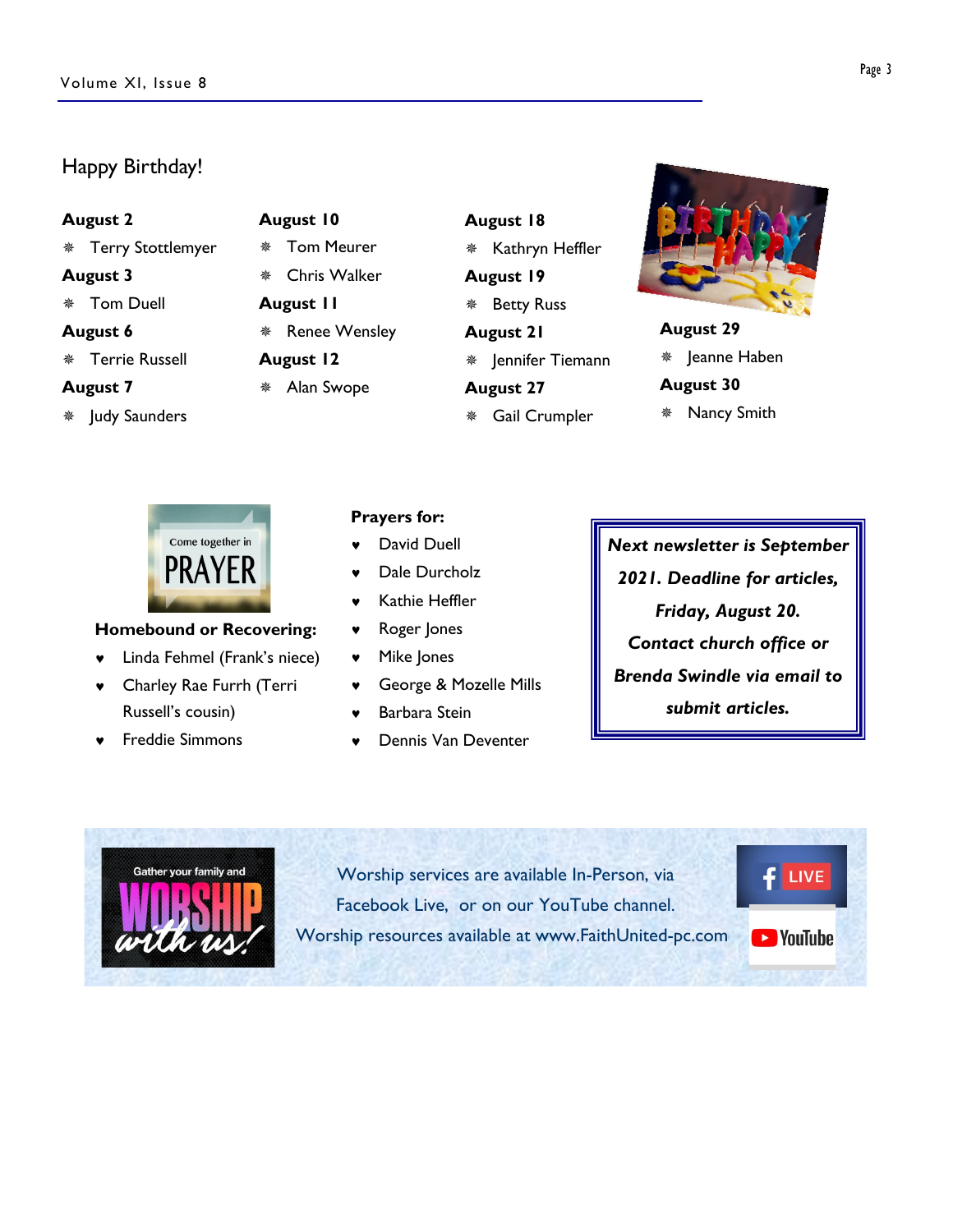## Happy Birthday!

**August 2**

- Terry Stottlemyer

**August 3**

- Tom Duell

**August 6**

- Terrie Russell

**August 7**

- Judy Saunders

**August 10**

- Tom Meurer
- Chris Walker

**August 11**

- Renee Wensley

**August 12**

- Alan Swope

**August 18**

- Kathryn Heffler

**August 19**

- Betty Russ

**August 21**

- Jennifer Tiemann

**August 27**

- Gail Crumpler

**August 29**

- Jeanne Haben

**August 30**

- Nancy Smith

**Homebound or Recovering:**

- Linda Fehmel (Frank's niece)
- Charley Rae Furrh (Terri Russell's cousin)
- Freddie Simmons

**Prayers for:**

- David Duell
- Dale Durcholz
- Kathie Heffler
- Roger Jones
- Mike Jones
- George & Mozelle Mills
- Barbara Stein
- Dennis Van Deventer

***Next newsletter is September 2021. Deadline for articles, Friday, August 20. Contact church office or Brenda Swindle via email to submit articles.***

Worship services are available In-Person, via Facebook Live, or on our YouTube channel. Worship resources available at www.FaithUnited-pc.com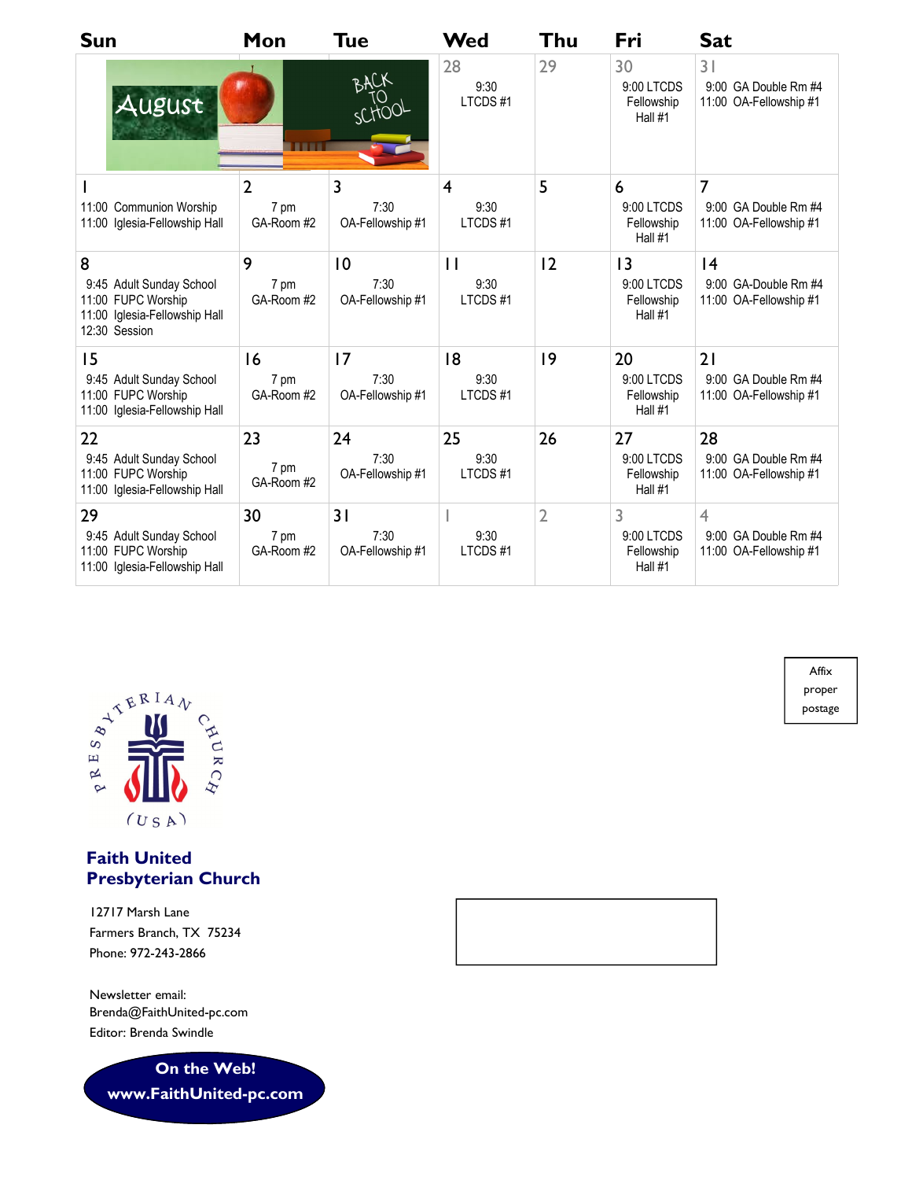| Sun | Mon | Tue | Wed | Thu | Fri | Sat |
|---|---|---|---|---|---|---|
| August BACK TO SCHOOL | | | 28 9:30 LTCDS #1 | 29 | 30 9:00 LTCDS Fellowship Hall #1 | 31 9:00 GA Double Rm #4 11:00 OA-Fellowship #1 |
| 1 11:00 Communion Worship 11:00 Iglesia-Fellowship Hall | 2 7 pm GA-Room #2 | 3 7:30 OA-Fellowship #1 | 4 9:30 LTCDS #1 | 5 | 6 9:00 LTCDS Fellowship Hall #1 | 7 9:00 GA Double Rm #4 11:00 OA-Fellowship #1 |
| 8 9:45 Adult Sunday School 11:00 FUPC Worship 11:00 Iglesia-Fellowship Hall 12:30 Session | 9 7 pm GA-Room #2 | 10 7:30 OA-Fellowship #1 | 11 9:30 LTCDS #1 | 12 | 13 9:00 LTCDS Fellowship Hall #1 | 14 9:00 GA-Double Rm #4 11:00 OA-Fellowship #1 |
| 15 9:45 Adult Sunday School 11:00 FUPC Worship 11:00 Iglesia-Fellowship Hall | 16 7 pm GA-Room #2 | 17 7:30 OA-Fellowship #1 | 18 9:30 LTCDS #1 | 19 | 20 9:00 LTCDS Fellowship Hall #1 | 21 9:00 GA Double Rm #4 11:00 OA-Fellowship #1 |
| 22 9:45 Adult Sunday School 11:00 FUPC Worship 11:00 Iglesia-Fellowship Hall | 23 7 pm GA-Room #2 | 24 7:30 OA-Fellowship #1 | 25 9:30 LTCDS #1 | 26 | 27 9:00 LTCDS Fellowship Hall #1 | 28 9:00 GA Double Rm #4 11:00 OA-Fellowship #1 |
| 29 9:45 Adult Sunday School 11:00 FUPC Worship 11:00 Iglesia-Fellowship Hall | 30 7 pm GA-Room #2 | 31 7:30 OA-Fellowship #1 | 1 9:30 LTCDS #1 | 2 | 3 9:00 LTCDS Fellowship Hall #1 | 4 9:00 GA Double Rm #4 11:00 OA-Fellowship #1 |

Affix proper postage

PRESBYTERIAN CHURCH (USA)

**Faith United Presbyterian Church**

12717 Marsh Lane
Farmers Branch, TX 75234
Phone: 972-243-2866

Newsletter email:
Brenda@FaithUnited-pc.com
Editor: Brenda Swindle

**On the Web!**
**www.FaithUnited-pc.com**